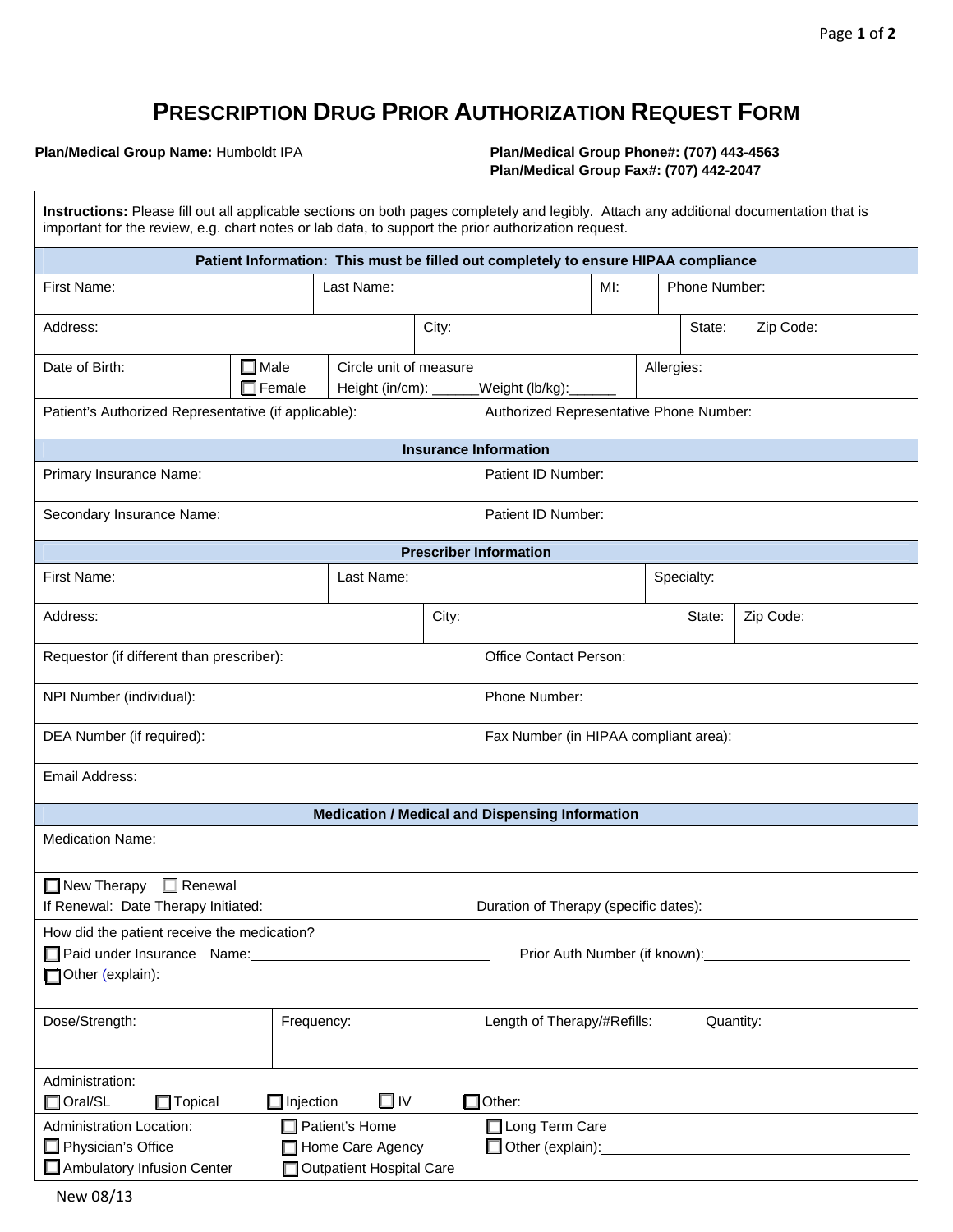# PRESCRIPTION DRUG PRIOR AUTHORIZATION REQUEST FORM

**Plan/Medical Group Name:** Humboldt IPA

**Plan/Medical Group Phone#: (707) 443-4563**
**Plan/Medical Group Fax#: (707) 442-2047**

**Instructions:** Please fill out all applicable sections on both pages completely and legibly. Attach any additional documentation that is important for the review, e.g. chart notes or lab data, to support the prior authorization request.

## Patient Information: This must be filled out completely to ensure HIPAA compliance

| First Name: | Last Name: | MI: | Phone Number: |
|---|---|---|---|

| Address: | City: | State: | Zip Code: |
|---|---|---|---|

| Date of Birth: | ☐ Male ☐ Female | Circle unit of measure Height (in/cm): ______ Weight (lb/kg): ______ | Allergies: |
|---|---|---|---|

| Patient's Authorized Representative (if applicable): | Authorized Representative Phone Number: |
|---|---|

## Insurance Information

| Primary Insurance Name: | Patient ID Number: |
|---|---|
| Secondary Insurance Name: | Patient ID Number: |

## Prescriber Information

| First Name: | Last Name: | Specialty: |
|---|---|---|

| Address: | City: | State: | Zip Code: |
|---|---|---|---|

| Requestor (if different than prescriber): | Office Contact Person: |
|---|---|
| NPI Number (individual): | Phone Number: |
| DEA Number (if required): | Fax Number (in HIPAA compliant area): |
| Email Address: | |

## Medication / Medical and Dispensing Information

Medication Name:

☐ New Therapy ☐ Renewal

If Renewal: Date Therapy Initiated: Duration of Therapy (specific dates):

How did the patient receive the medication?

☐ Paid under Insurance Name: ____________________ Prior Auth Number (if known): ____________________

☐ Other (explain):

| Dose/Strength: | Frequency: | Length of Therapy/#Refills: | Quantity: |
|---|---|---|---|

Administration:

☐ Oral/SL ☐ Topical ☐ Injection ☐ IV ☐ Other:

Administration Location:

☐ Physician's Office ☐ Patient's Home ☐ Long Term Care

☐ Ambulatory Infusion Center ☐ Home Care Agency ☐ Other (explain): ____________________

☐ Outpatient Hospital Care

New 08/13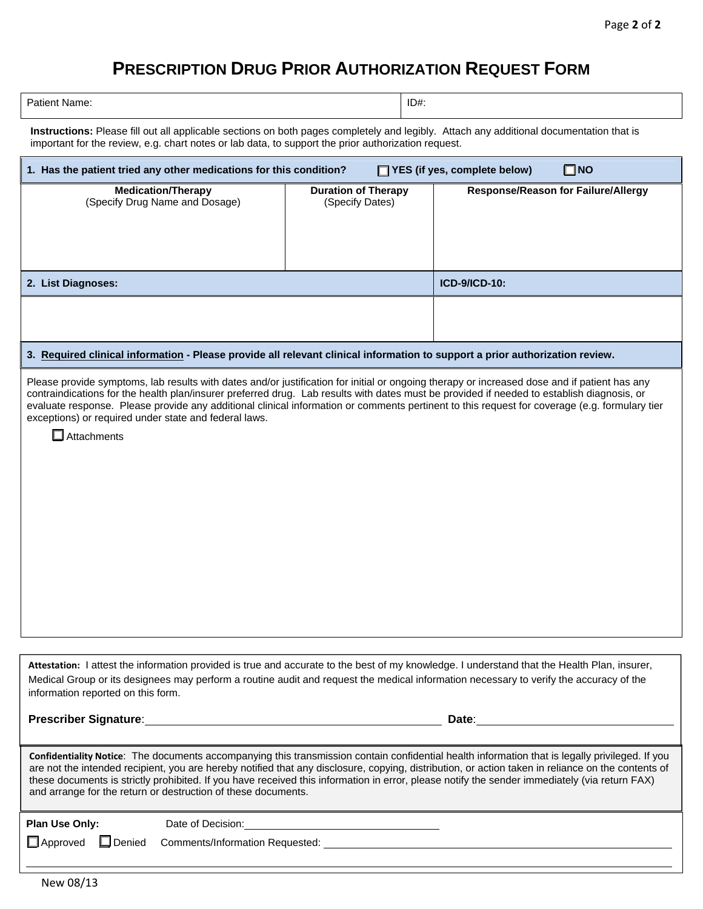# PRESCRIPTION DRUG PRIOR AUTHORIZATION REQUEST FORM

| Patient Name: | ID#: |
|---|---|

**Instructions:** Please fill out all applicable sections on both pages completely and legibly. Attach any additional documentation that is important for the review, e.g. chart notes or lab data, to support the prior authorization request.

**1. Has the patient tried any other medications for this condition?** ☐ **YES (if yes, complete below)** ☐ **NO**

| **Medication/Therapy** (Specify Drug Name and Dosage) | **Duration of Therapy** (Specify Dates) | **Response/Reason for Failure/Allergy** |
|---|---|---|
| | | |

| **2. List Diagnoses:** | **ICD-9/ICD-10:** |
|---|---|
| | |

**3. Required clinical information - Please provide all relevant clinical information to support a prior authorization review.**

Please provide symptoms, lab results with dates and/or justification for initial or ongoing therapy or increased dose and if patient has any contraindications for the health plan/insurer preferred drug. Lab results with dates must be provided if needed to establish diagnosis, or evaluate response. Please provide any additional clinical information or comments pertinent to this request for coverage (e.g. formulary tier exceptions) or required under state and federal laws.

☐ Attachments

**Attestation:** I attest the information provided is true and accurate to the best of my knowledge. I understand that the Health Plan, insurer, Medical Group or its designees may perform a routine audit and request the medical information necessary to verify the accuracy of the information reported on this form.

**Prescriber Signature**:________________________________ **Date**:____________________

**Confidentiality Notice**: The documents accompanying this transmission contain confidential health information that is legally privileged. If you are not the intended recipient, you are hereby notified that any disclosure, copying, distribution, or action taken in reliance on the contents of these documents is strictly prohibited. If you have received this information in error, please notify the sender immediately (via return FAX) and arrange for the return or destruction of these documents.

**Plan Use Only:** Date of Decision:____________________

☐ Approved ☐ Denied Comments/Information Requested: ____________________

New 08/13